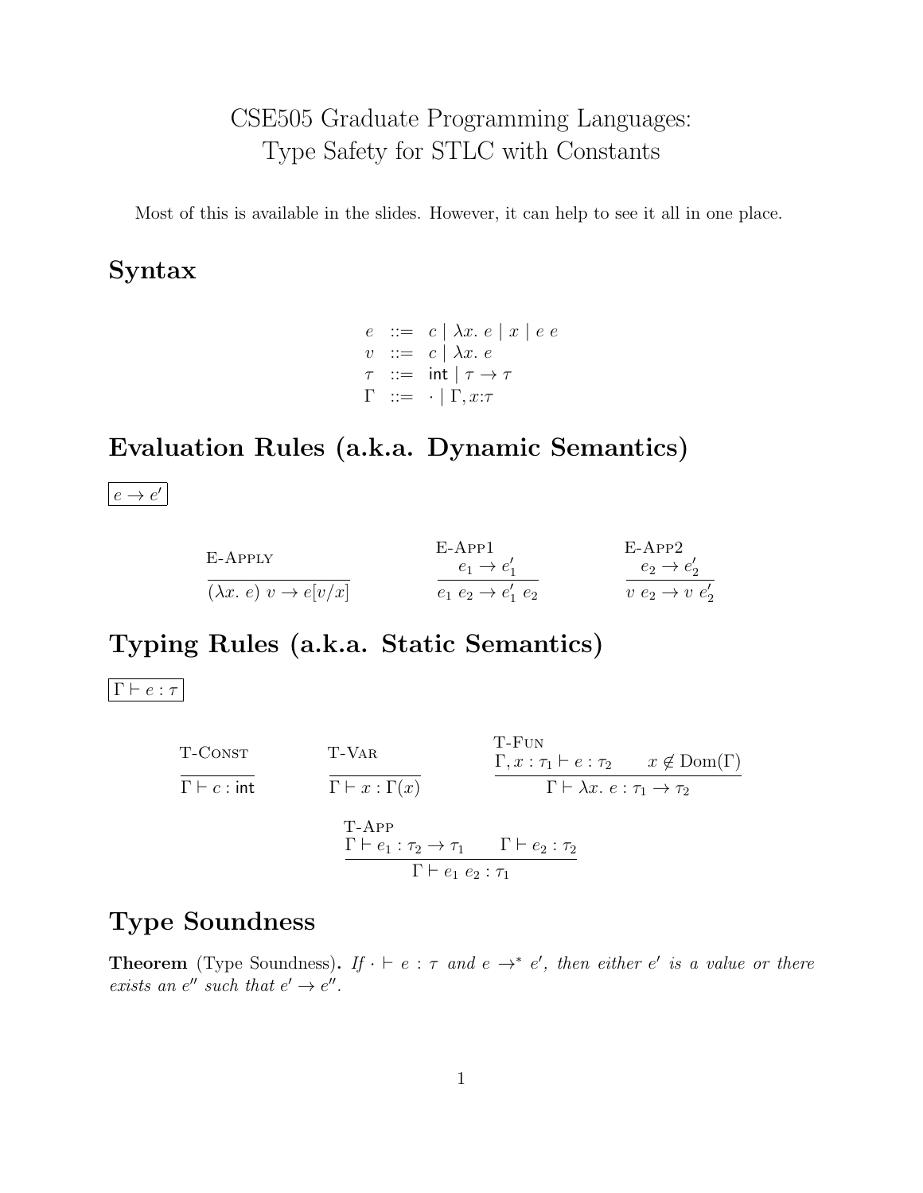# CSE505 Graduate Programming Languages: Type Safety for STLC with Constants

Most of this is available in the slides. However, it can help to see it all in one place.

## Syntax

$$
\begin{array}{rcl}
e & ::= & c \mid \lambda x.\ e \mid x \mid e\ e \\
v & ::= & c \mid \lambda x.\ e \\
\tau & ::= & \mathsf{int} \mid \tau \to \tau \\
\Gamma & ::= & \cdot \mid \Gamma, x{:}\tau
\end{array}
$$

## Evaluation Rules (a.k.a. Dynamic Semantics)

$\boxed{e \to e'}$

$$
\textsc{E-Apply}\ \frac{}{(\lambda x.\ e)\ v \to e[v/x]}
\qquad
\textsc{E-App1}\ \frac{e_1 \to e_1'}{e_1\ e_2 \to e_1'\ e_2}
\qquad
\textsc{E-App2}\ \frac{e_2 \to e_2'}{v\ e_2 \to v\ e_2'}
$$

## Typing Rules (a.k.a. Static Semantics)

$\boxed{\Gamma \vdash e : \tau}$

$$
\textsc{T-Const}\ \frac{}{\Gamma \vdash c : \mathsf{int}}
\qquad
\textsc{T-Var}\ \frac{}{\Gamma \vdash x : \Gamma(x)}
\qquad
\textsc{T-Fun}\ \frac{\Gamma, x : \tau_1 \vdash e : \tau_2 \qquad x \notin \mathrm{Dom}(\Gamma)}{\Gamma \vdash \lambda x.\ e : \tau_1 \to \tau_2}
$$

$$
\textsc{T-App}\ \frac{\Gamma \vdash e_1 : \tau_2 \to \tau_1 \qquad \Gamma \vdash e_2 : \tau_2}{\Gamma \vdash e_1\ e_2 : \tau_1}
$$

## Type Soundness

**Theorem** (Type Soundness)**.** *If $\cdot \vdash e : \tau$ and $e \to^* e'$, then either $e'$ is a value or there exists an $e''$ such that $e' \to e''$.*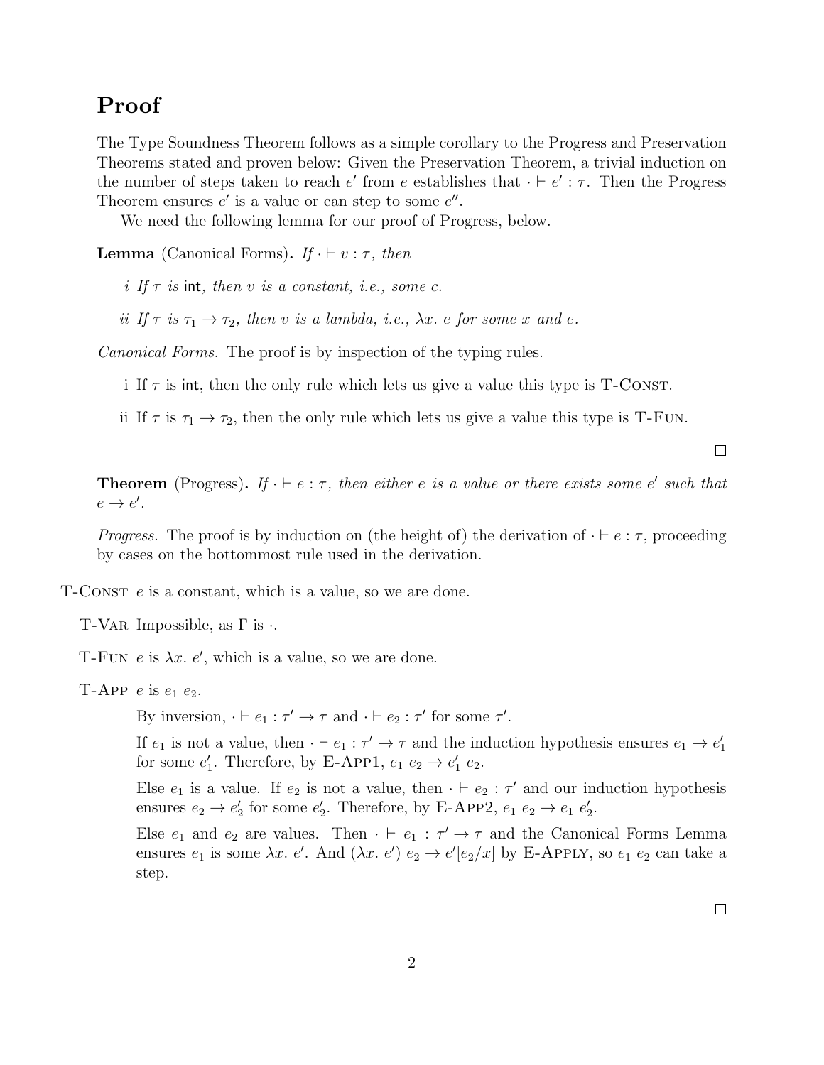# Proof

The Type Soundness Theorem follows as a simple corollary to the Progress and Preservation Theorems stated and proven below: Given the Preservation Theorem, a trivial induction on the number of steps taken to reach $e'$ from $e$ establishes that $\cdot \vdash e' : \tau$. Then the Progress Theorem ensures $e'$ is a value or can step to some $e''$.

We need the following lemma for our proof of Progress, below.

**Lemma** (Canonical Forms)**.** *If $\cdot \vdash v : \tau$, then*

*i If $\tau$ is $\mathsf{int}$, then $v$ is a constant, i.e., some $c$.*

*ii If $\tau$ is $\tau_1 \to \tau_2$, then $v$ is a lambda, i.e., $\lambda x.\ e$ for some $x$ and $e$.*

*Canonical Forms.* The proof is by inspection of the typing rules.

i If $\tau$ is $\mathsf{int}$, then the only rule which lets us give a value this type is T-Const.

ii If $\tau$ is $\tau_1 \to \tau_2$, then the only rule which lets us give a value this type is T-Fun.

□

**Theorem** (Progress)**.** *If $\cdot \vdash e : \tau$, then either $e$ is a value or there exists some $e'$ such that $e \to e'$.*

*Progress.* The proof is by induction on (the height of) the derivation of $\cdot \vdash e : \tau$, proceeding by cases on the bottommost rule used in the derivation.

T-Const $e$ is a constant, which is a value, so we are done.

T-Var Impossible, as $\Gamma$ is $\cdot$.

T-Fun $e$ is $\lambda x.\ e'$, which is a value, so we are done.

T-App $e$ is $e_1\ e_2$.

By inversion, $\cdot \vdash e_1 : \tau' \to \tau$ and $\cdot \vdash e_2 : \tau'$ for some $\tau'$.

If $e_1$ is not a value, then $\cdot \vdash e_1 : \tau' \to \tau$ and the induction hypothesis ensures $e_1 \to e_1'$ for some $e_1'$. Therefore, by E-App1, $e_1\ e_2 \to e_1'\ e_2$.

Else $e_1$ is a value. If $e_2$ is not a value, then $\cdot \vdash e_2 : \tau'$ and our induction hypothesis ensures $e_2 \to e_2'$ for some $e_2'$. Therefore, by E-App2, $e_1\ e_2 \to e_1\ e_2'$.

Else $e_1$ and $e_2$ are values. Then $\cdot \vdash e_1 : \tau' \to \tau$ and the Canonical Forms Lemma ensures $e_1$ is some $\lambda x.\ e'$. And $(\lambda x.\ e')\ e_2 \to e'[e_2/x]$ by E-Apply, so $e_1\ e_2$ can take a step.

□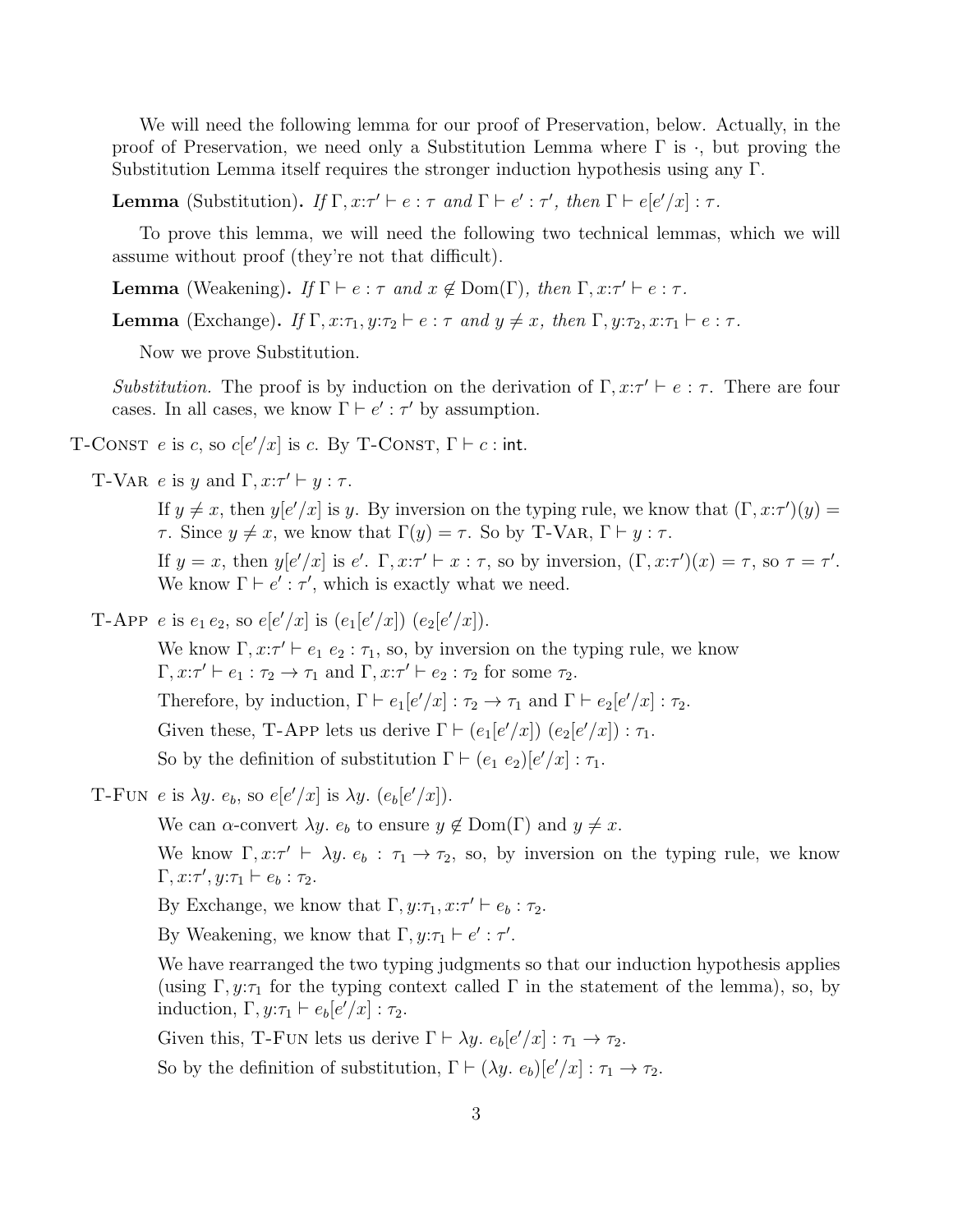We will need the following lemma for our proof of Preservation, below. Actually, in the proof of Preservation, we need only a Substitution Lemma where $\Gamma$ is $\cdot$, but proving the Substitution Lemma itself requires the stronger induction hypothesis using any $\Gamma$.

**Lemma** (Substitution)**.** *If* $\Gamma, x{:}\tau' \vdash e : \tau$ *and* $\Gamma \vdash e' : \tau'$*, then* $\Gamma \vdash e[e'/x] : \tau$*.*

To prove this lemma, we will need the following two technical lemmas, which we will assume without proof (they're not that difficult).

**Lemma** (Weakening)**.** *If* $\Gamma \vdash e : \tau$ *and* $x \notin \mathrm{Dom}(\Gamma)$*, then* $\Gamma, x{:}\tau' \vdash e : \tau$*.*

**Lemma** (Exchange)**.** *If* $\Gamma, x{:}\tau_1, y{:}\tau_2 \vdash e : \tau$ *and* $y \neq x$*, then* $\Gamma, y{:}\tau_2, x{:}\tau_1 \vdash e : \tau$*.*

Now we prove Substitution.

*Substitution.* The proof is by induction on the derivation of $\Gamma, x{:}\tau' \vdash e : \tau$. There are four cases. In all cases, we know $\Gamma \vdash e' : \tau'$ by assumption.

T-Const $e$ is $c$, so $c[e'/x]$ is $c$. By T-Const, $\Gamma \vdash c : \mathsf{int}$.

T-Var $e$ is $y$ and $\Gamma, x{:}\tau' \vdash y : \tau$.

If $y \neq x$, then $y[e'/x]$ is $y$. By inversion on the typing rule, we know that $(\Gamma, x{:}\tau')(y) = \tau$. Since $y \neq x$, we know that $\Gamma(y) = \tau$. So by T-Var, $\Gamma \vdash y : \tau$.

If $y = x$, then $y[e'/x]$ is $e'$. $\Gamma, x{:}\tau' \vdash x : \tau$, so by inversion, $(\Gamma, x{:}\tau')(x) = \tau$, so $\tau = \tau'$. We know $\Gamma \vdash e' : \tau'$, which is exactly what we need.

T-App $e$ is $e_1\, e_2$, so $e[e'/x]$ is $(e_1[e'/x])\ (e_2[e'/x])$.

We know $\Gamma, x{:}\tau' \vdash e_1\ e_2 : \tau_1$, so, by inversion on the typing rule, we know $\Gamma, x{:}\tau' \vdash e_1 : \tau_2 \to \tau_1$ and $\Gamma, x{:}\tau' \vdash e_2 : \tau_2$ for some $\tau_2$.

Therefore, by induction, $\Gamma \vdash e_1[e'/x] : \tau_2 \to \tau_1$ and $\Gamma \vdash e_2[e'/x] : \tau_2$.

Given these, T-App lets us derive $\Gamma \vdash (e_1[e'/x])\ (e_2[e'/x]) : \tau_1$.

So by the definition of substitution $\Gamma \vdash (e_1\ e_2)[e'/x] : \tau_1$.

T-Fun $e$ is $\lambda y.\ e_b$, so $e[e'/x]$ is $\lambda y.\ (e_b[e'/x])$.

We can $\alpha$-convert $\lambda y.\ e_b$ to ensure $y \notin \mathrm{Dom}(\Gamma)$ and $y \neq x$.

We know $\Gamma, x{:}\tau' \vdash \lambda y.\ e_b : \tau_1 \to \tau_2$, so, by inversion on the typing rule, we know $\Gamma, x{:}\tau', y{:}\tau_1 \vdash e_b : \tau_2$.

By Exchange, we know that $\Gamma, y{:}\tau_1, x{:}\tau' \vdash e_b : \tau_2$.

By Weakening, we know that $\Gamma, y{:}\tau_1 \vdash e' : \tau'$.

We have rearranged the two typing judgments so that our induction hypothesis applies (using $\Gamma, y{:}\tau_1$ for the typing context called $\Gamma$ in the statement of the lemma), so, by induction, $\Gamma, y{:}\tau_1 \vdash e_b[e'/x] : \tau_2$.

Given this, T-Fun lets us derive $\Gamma \vdash \lambda y.\ e_b[e'/x] : \tau_1 \to \tau_2$.

So by the definition of substitution, $\Gamma \vdash (\lambda y.\ e_b)[e'/x] : \tau_1 \to \tau_2$.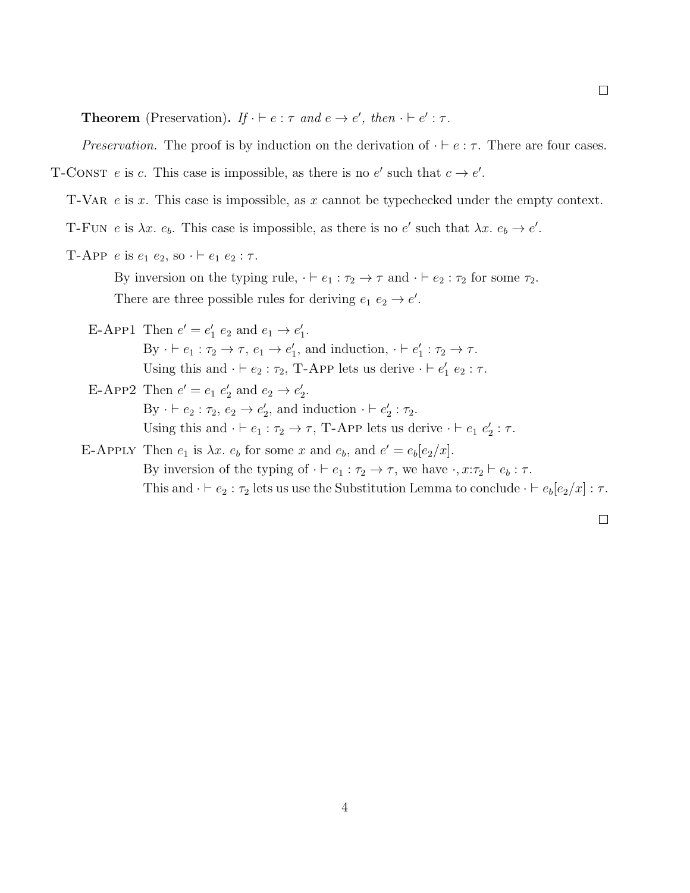□

**Theorem** (Preservation). *If $\cdot \vdash e : \tau$ and $e \to e'$, then $\cdot \vdash e' : \tau$.*

*Preservation.* The proof is by induction on the derivation of $\cdot \vdash e : \tau$. There are four cases.

T-Const $e$ is $c$. This case is impossible, as there is no $e'$ such that $c \to e'$.

T-Var $e$ is $x$. This case is impossible, as $x$ cannot be typechecked under the empty context.

T-Fun $e$ is $\lambda x.\ e_b$. This case is impossible, as there is no $e'$ such that $\lambda x.\ e_b \to e'$.

T-App $e$ is $e_1\ e_2$, so $\cdot \vdash e_1\ e_2 : \tau$.

By inversion on the typing rule, $\cdot \vdash e_1 : \tau_2 \to \tau$ and $\cdot \vdash e_2 : \tau_2$ for some $\tau_2$.

There are three possible rules for deriving $e_1\ e_2 \to e'$.

E-App1 Then $e' = e_1'\ e_2$ and $e_1 \to e_1'$.
By $\cdot \vdash e_1 : \tau_2 \to \tau$, $e_1 \to e_1'$, and induction, $\cdot \vdash e_1' : \tau_2 \to \tau$.
Using this and $\cdot \vdash e_2 : \tau_2$, T-App lets us derive $\cdot \vdash e_1'\ e_2 : \tau$.

E-App2 Then $e' = e_1\ e_2'$ and $e_2 \to e_2'$.
By $\cdot \vdash e_2 : \tau_2$, $e_2 \to e_2'$, and induction $\cdot \vdash e_2' : \tau_2$.
Using this and $\cdot \vdash e_1 : \tau_2 \to \tau$, T-App lets us derive $\cdot \vdash e_1\ e_2' : \tau$.

E-Apply Then $e_1$ is $\lambda x.\ e_b$ for some $x$ and $e_b$, and $e' = e_b[e_2/x]$.
By inversion of the typing of $\cdot \vdash e_1 : \tau_2 \to \tau$, we have $\cdot, x{:}\tau_2 \vdash e_b : \tau$.
This and $\cdot \vdash e_2 : \tau_2$ lets us use the Substitution Lemma to conclude $\cdot \vdash e_b[e_2/x] : \tau$.

□